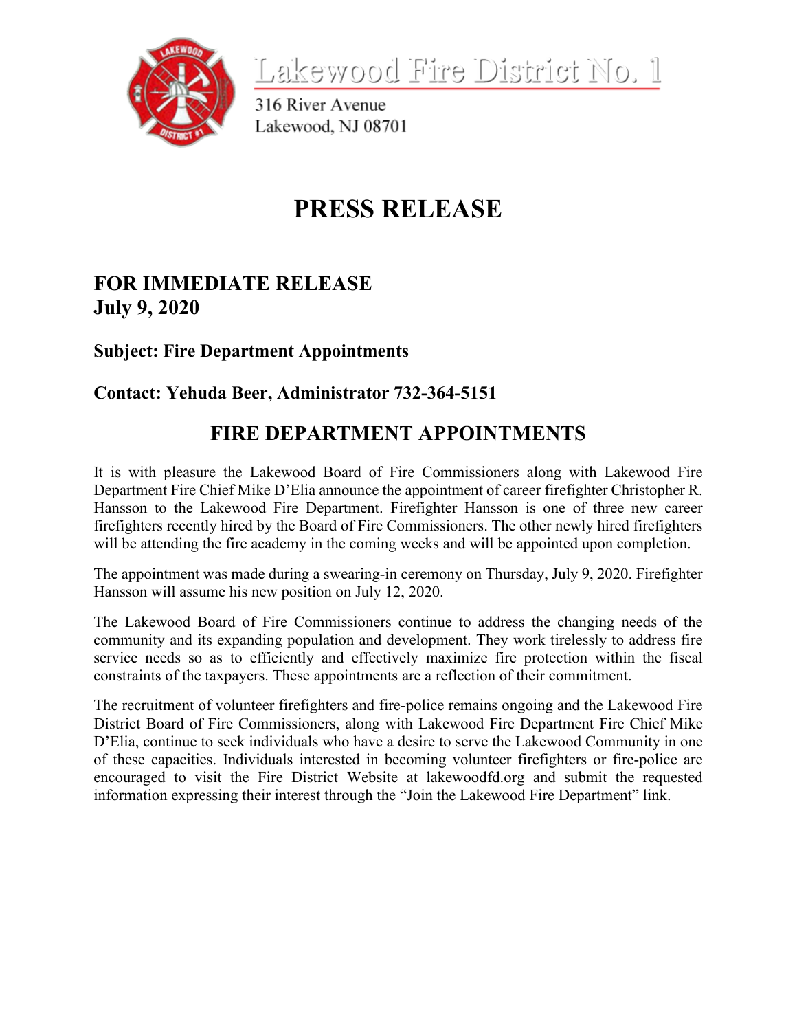Lakewood Fire District No. 1

316 River Avenue
Lakewood, NJ 08701

# PRESS RELEASE

## FOR IMMEDIATE RELEASE
## July 9, 2020

### Subject: Fire Department Appointments

### Contact: Yehuda Beer, Administrator 732-364-5151

## FIRE DEPARTMENT APPOINTMENTS

It is with pleasure the Lakewood Board of Fire Commissioners along with Lakewood Fire Department Fire Chief Mike D'Elia announce the appointment of career firefighter Christopher R. Hansson to the Lakewood Fire Department. Firefighter Hansson is one of three new career firefighters recently hired by the Board of Fire Commissioners. The other newly hired firefighters will be attending the fire academy in the coming weeks and will be appointed upon completion.

The appointment was made during a swearing-in ceremony on Thursday, July 9, 2020. Firefighter Hansson will assume his new position on July 12, 2020.

The Lakewood Board of Fire Commissioners continue to address the changing needs of the community and its expanding population and development. They work tirelessly to address fire service needs so as to efficiently and effectively maximize fire protection within the fiscal constraints of the taxpayers. These appointments are a reflection of their commitment.

The recruitment of volunteer firefighters and fire-police remains ongoing and the Lakewood Fire District Board of Fire Commissioners, along with Lakewood Fire Department Fire Chief Mike D'Elia, continue to seek individuals who have a desire to serve the Lakewood Community in one of these capacities. Individuals interested in becoming volunteer firefighters or fire-police are encouraged to visit the Fire District Website at lakewoodfd.org and submit the requested information expressing their interest through the "Join the Lakewood Fire Department" link.